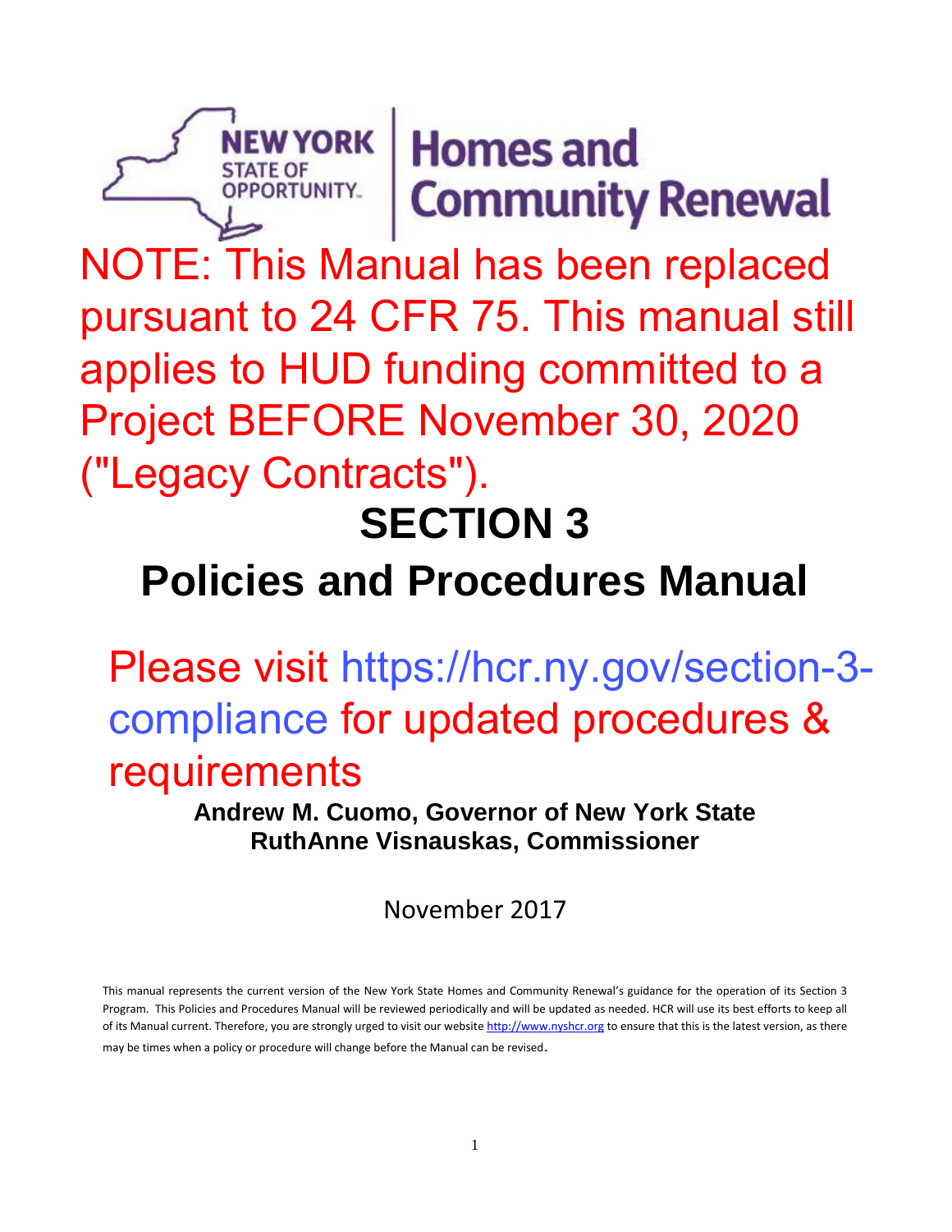NEW YORK STATE OF OPPORTUNITY. | Homes and Community Renewal

NOTE: This Manual has been replaced pursuant to 24 CFR 75. This manual still applies to HUD funding committed to a Project BEFORE November 30, 2020 ("Legacy Contracts").

# SECTION 3

# Policies and Procedures Manual

Please visit https://hcr.ny.gov/section-3-compliance for updated procedures & requirements

**Andrew M. Cuomo, Governor of New York State**
**RuthAnne Visnauskas, Commissioner**

November 2017

This manual represents the current version of the New York State Homes and Community Renewal's guidance for the operation of its Section 3 Program. This Policies and Procedures Manual will be reviewed periodically and will be updated as needed. HCR will use its best efforts to keep all of its Manual current. Therefore, you are strongly urged to visit our website http://www.nyshcr.org to ensure that this is the latest version, as there may be times when a policy or procedure will change before the Manual can be revised.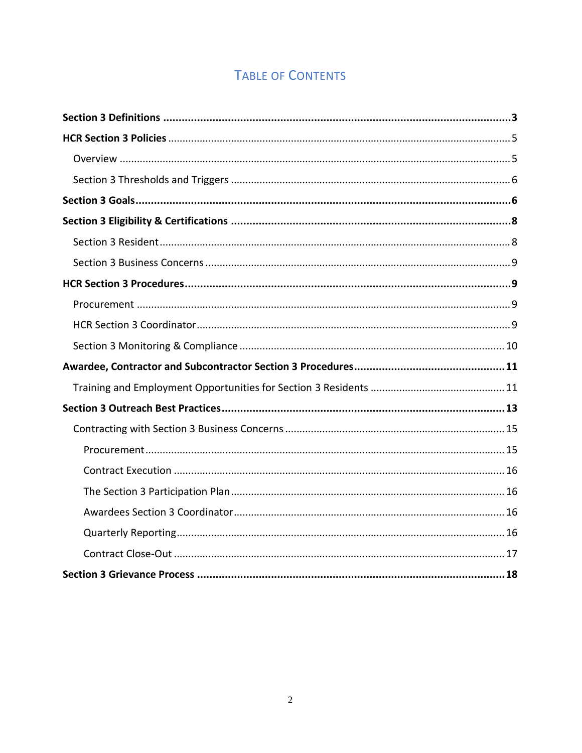# Table of Contents

**Section 3 Definitions** ..... **3**

**HCR Section 3 Policies** ..... 5

- Overview ..... 5
- Section 3 Thresholds and Triggers ..... 6

**Section 3 Goals** ..... **6**

**Section 3 Eligibility & Certifications** ..... **8**

- Section 3 Resident ..... 8
- Section 3 Business Concerns ..... 9

**HCR Section 3 Procedures** ..... **9**

- Procurement ..... 9
- HCR Section 3 Coordinator ..... 9
- Section 3 Monitoring & Compliance ..... 10

**Awardee, Contractor and Subcontractor Section 3 Procedures** ..... **11**

- Training and Employment Opportunities for Section 3 Residents ..... 11

**Section 3 Outreach Best Practices** ..... **13**

- Contracting with Section 3 Business Concerns ..... 15
  - Procurement ..... 15
  - Contract Execution ..... 16
  - The Section 3 Participation Plan ..... 16
  - Awardees Section 3 Coordinator ..... 16
  - Quarterly Reporting ..... 16
  - Contract Close-Out ..... 17

**Section 3 Grievance Process** ..... **18**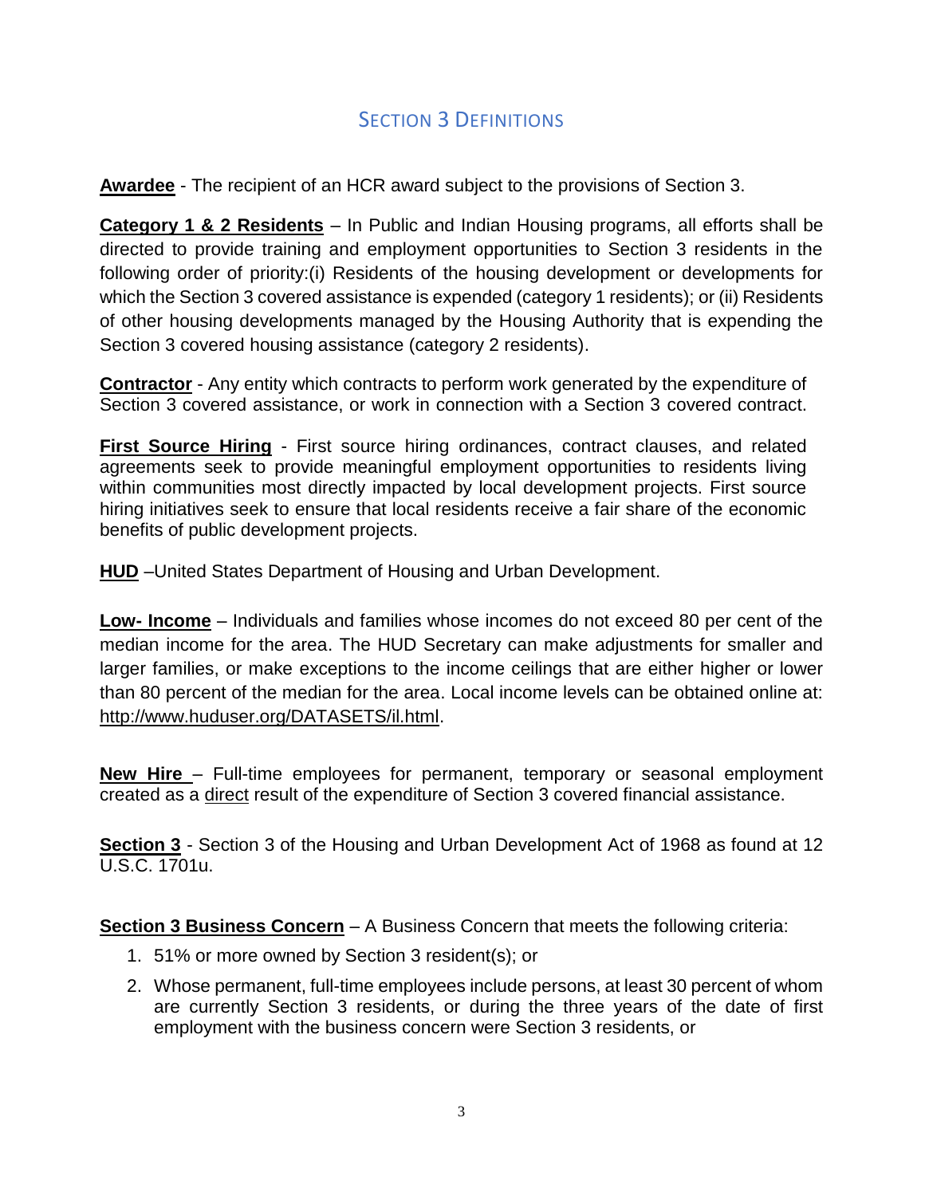## Section 3 Definitions

**Awardee** - The recipient of an HCR award subject to the provisions of Section 3.

**Category 1 & 2 Residents** – In Public and Indian Housing programs, all efforts shall be directed to provide training and employment opportunities to Section 3 residents in the following order of priority:(i) Residents of the housing development or developments for which the Section 3 covered assistance is expended (category 1 residents); or (ii) Residents of other housing developments managed by the Housing Authority that is expending the Section 3 covered housing assistance (category 2 residents).

**Contractor** - Any entity which contracts to perform work generated by the expenditure of Section 3 covered assistance, or work in connection with a Section 3 covered contract.

**First Source Hiring** - First source hiring ordinances, contract clauses, and related agreements seek to provide meaningful employment opportunities to residents living within communities most directly impacted by local development projects. First source hiring initiatives seek to ensure that local residents receive a fair share of the economic benefits of public development projects.

**HUD** –United States Department of Housing and Urban Development.

**Low- Income** – Individuals and families whose incomes do not exceed 80 per cent of the median income for the area. The HUD Secretary can make adjustments for smaller and larger families, or make exceptions to the income ceilings that are either higher or lower than 80 percent of the median for the area. Local income levels can be obtained online at: http://www.huduser.org/DATASETS/il.html.

**New Hire** – Full-time employees for permanent, temporary or seasonal employment created as a direct result of the expenditure of Section 3 covered financial assistance.

**Section 3** - Section 3 of the Housing and Urban Development Act of 1968 as found at 12 U.S.C. 1701u.

**Section 3 Business Concern** – A Business Concern that meets the following criteria:

1. 51% or more owned by Section 3 resident(s); or
2. Whose permanent, full-time employees include persons, at least 30 percent of whom are currently Section 3 residents, or during the three years of the date of first employment with the business concern were Section 3 residents, or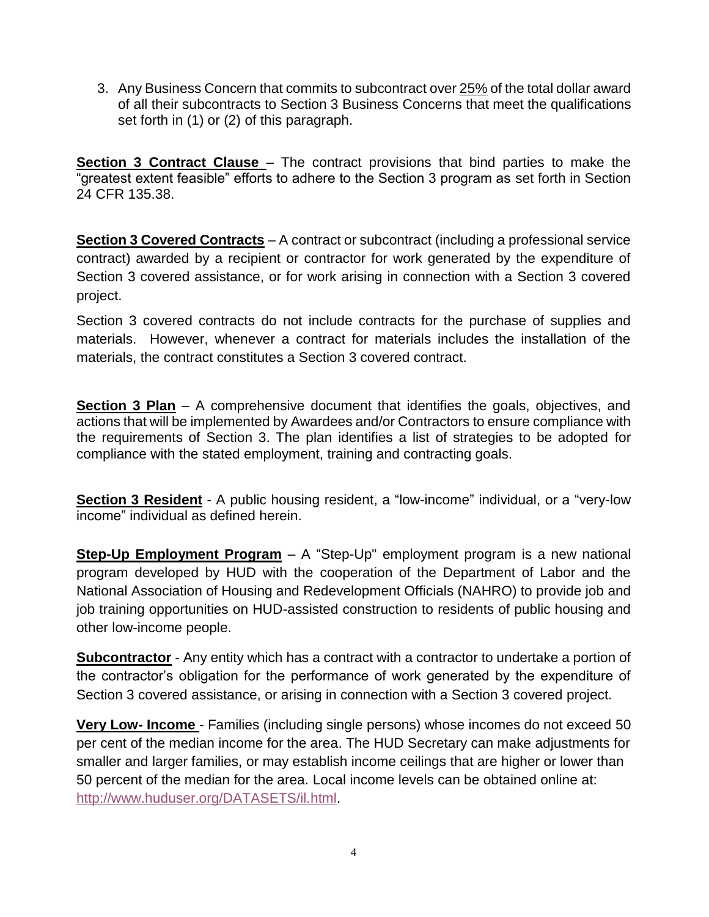3. Any Business Concern that commits to subcontract over 25% of the total dollar award of all their subcontracts to Section 3 Business Concerns that meet the qualifications set forth in (1) or (2) of this paragraph.

**Section 3 Contract Clause** – The contract provisions that bind parties to make the "greatest extent feasible" efforts to adhere to the Section 3 program as set forth in Section 24 CFR 135.38.

**Section 3 Covered Contracts** – A contract or subcontract (including a professional service contract) awarded by a recipient or contractor for work generated by the expenditure of Section 3 covered assistance, or for work arising in connection with a Section 3 covered project.

Section 3 covered contracts do not include contracts for the purchase of supplies and materials. However, whenever a contract for materials includes the installation of the materials, the contract constitutes a Section 3 covered contract.

**Section 3 Plan** – A comprehensive document that identifies the goals, objectives, and actions that will be implemented by Awardees and/or Contractors to ensure compliance with the requirements of Section 3. The plan identifies a list of strategies to be adopted for compliance with the stated employment, training and contracting goals.

**Section 3 Resident** - A public housing resident, a "low-income" individual, or a "very-low income" individual as defined herein.

**Step-Up Employment Program** – A "Step-Up" employment program is a new national program developed by HUD with the cooperation of the Department of Labor and the National Association of Housing and Redevelopment Officials (NAHRO) to provide job and job training opportunities on HUD-assisted construction to residents of public housing and other low-income people.

**Subcontractor** - Any entity which has a contract with a contractor to undertake a portion of the contractor's obligation for the performance of work generated by the expenditure of Section 3 covered assistance, or arising in connection with a Section 3 covered project.

**Very Low- Income** - Families (including single persons) whose incomes do not exceed 50 per cent of the median income for the area. The HUD Secretary can make adjustments for smaller and larger families, or may establish income ceilings that are higher or lower than 50 percent of the median for the area. Local income levels can be obtained online at: http://www.huduser.org/DATASETS/il.html.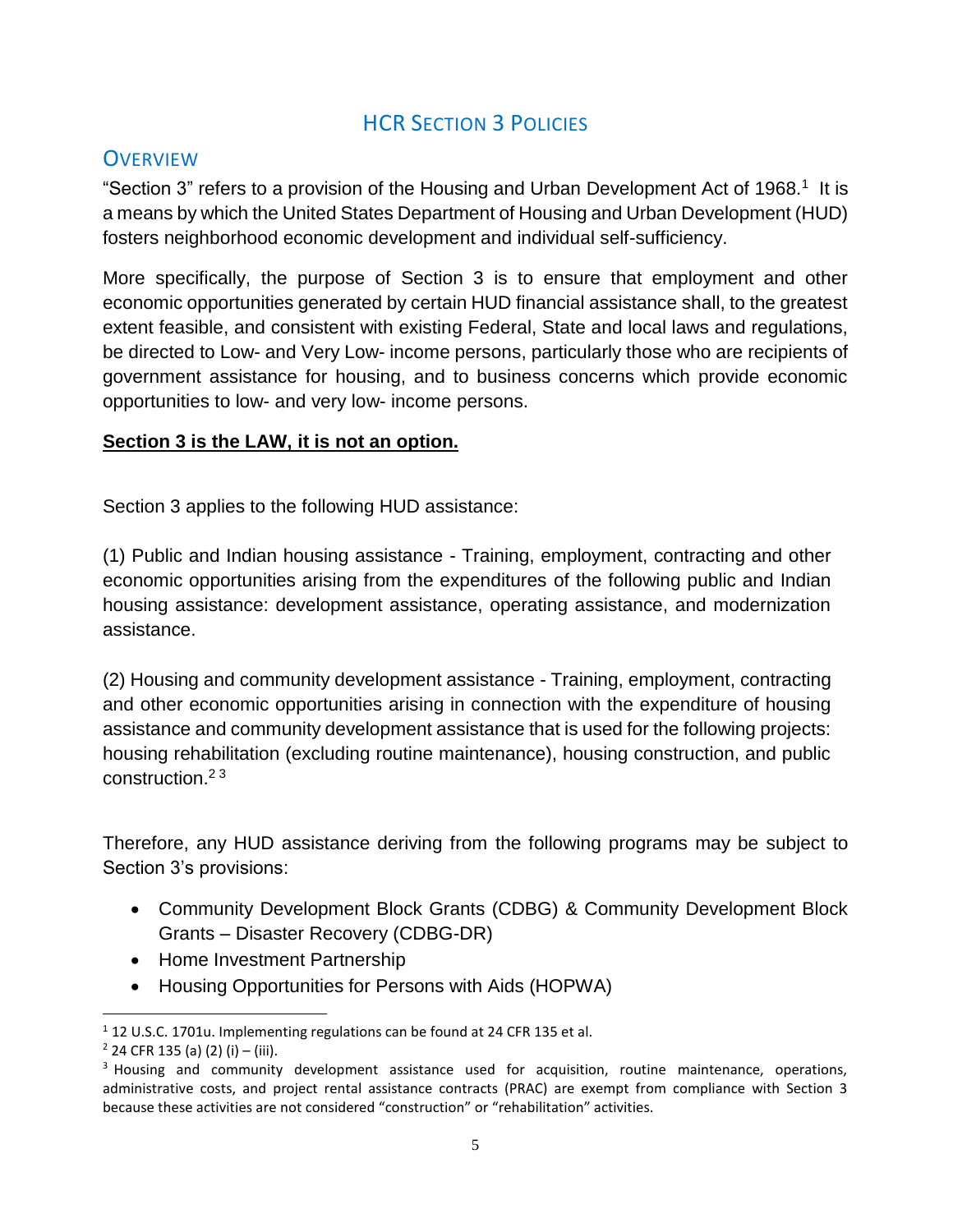# HCR Section 3 Policies

## Overview

"Section 3" refers to a provision of the Housing and Urban Development Act of 1968.[1] It is a means by which the United States Department of Housing and Urban Development (HUD) fosters neighborhood economic development and individual self-sufficiency.

More specifically, the purpose of Section 3 is to ensure that employment and other economic opportunities generated by certain HUD financial assistance shall, to the greatest extent feasible, and consistent with existing Federal, State and local laws and regulations, be directed to Low- and Very Low- income persons, particularly those who are recipients of government assistance for housing, and to business concerns which provide economic opportunities to low- and very low- income persons.

**Section 3 is the LAW, it is not an option.**

Section 3 applies to the following HUD assistance:

(1) Public and Indian housing assistance - Training, employment, contracting and other economic opportunities arising from the expenditures of the following public and Indian housing assistance: development assistance, operating assistance, and modernization assistance.

(2) Housing and community development assistance - Training, employment, contracting and other economic opportunities arising in connection with the expenditure of housing assistance and community development assistance that is used for the following projects: housing rehabilitation (excluding routine maintenance), housing construction, and public construction.[2] [3]

Therefore, any HUD assistance deriving from the following programs may be subject to Section 3's provisions:

- Community Development Block Grants (CDBG) & Community Development Block Grants – Disaster Recovery (CDBG-DR)
- Home Investment Partnership
- Housing Opportunities for Persons with Aids (HOPWA)

---

[1] 12 U.S.C. 1701u. Implementing regulations can be found at 24 CFR 135 et al.

[2] 24 CFR 135 (a) (2) (i) – (iii).

[3] Housing and community development assistance used for acquisition, routine maintenance, operations, administrative costs, and project rental assistance contracts (PRAC) are exempt from compliance with Section 3 because these activities are not considered "construction" or "rehabilitation" activities.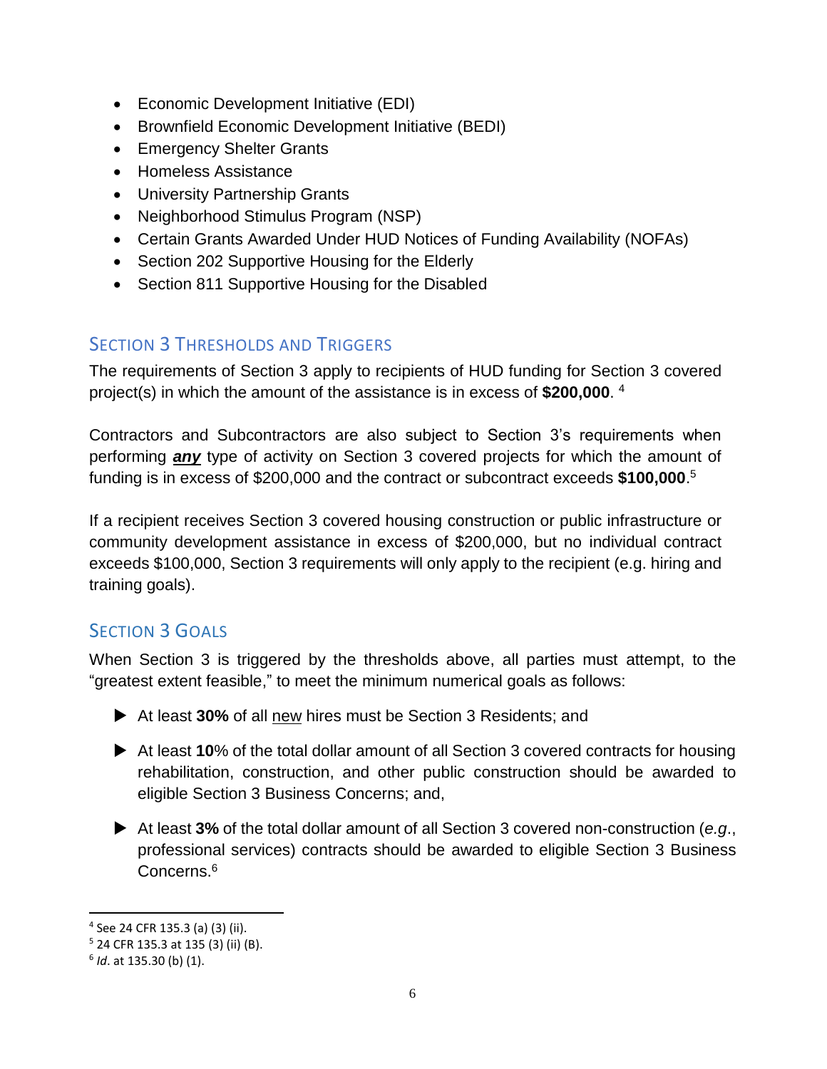- Economic Development Initiative (EDI)
- Brownfield Economic Development Initiative (BEDI)
- Emergency Shelter Grants
- Homeless Assistance
- University Partnership Grants
- Neighborhood Stimulus Program (NSP)
- Certain Grants Awarded Under HUD Notices of Funding Availability (NOFAs)
- Section 202 Supportive Housing for the Elderly
- Section 811 Supportive Housing for the Disabled

## Section 3 Thresholds and Triggers

The requirements of Section 3 apply to recipients of HUD funding for Section 3 covered project(s) in which the amount of the assistance is in excess of **$200,000**. [4]

Contractors and Subcontractors are also subject to Section 3's requirements when performing ***any*** type of activity on Section 3 covered projects for which the amount of funding is in excess of $200,000 and the contract or subcontract exceeds **$100,000**.[5]

If a recipient receives Section 3 covered housing construction or public infrastructure or community development assistance in excess of $200,000, but no individual contract exceeds $100,000, Section 3 requirements will only apply to the recipient (e.g. hiring and training goals).

## Section 3 Goals

When Section 3 is triggered by the thresholds above, all parties must attempt, to the "greatest extent feasible," to meet the minimum numerical goals as follows:

- At least **30%** of all new hires must be Section 3 Residents; and
- At least **10**% of the total dollar amount of all Section 3 covered contracts for housing rehabilitation, construction, and other public construction should be awarded to eligible Section 3 Business Concerns; and,
- At least **3%** of the total dollar amount of all Section 3 covered non-construction (*e.g.*, professional services) contracts should be awarded to eligible Section 3 Business Concerns.[6]

---

[4] See 24 CFR 135.3 (a) (3) (ii).

[5] 24 CFR 135.3 at 135 (3) (ii) (B).

[6] *Id*. at 135.30 (b) (1).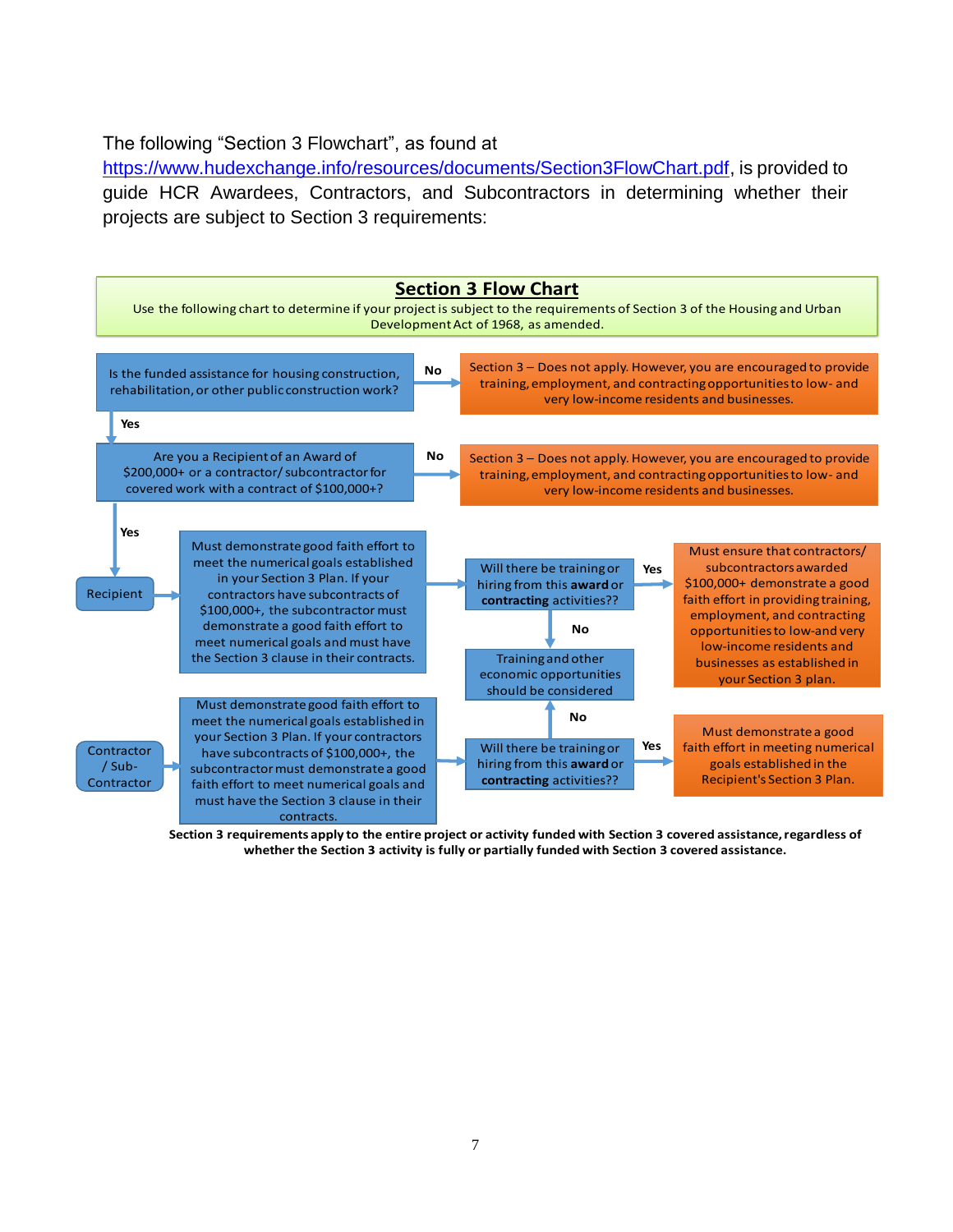The following “Section 3 Flowchart”, as found at [https://www.hudexchange.info/resources/documents/Section3FlowChart.pdf](https://www.hudexchange.info/resources/documents/Section3FlowChart.pdf), is provided to guide HCR Awardees, Contractors, and Subcontractors in determining whether their projects are subject to Section 3 requirements:

## Section 3 Flow Chart

Use the following chart to determine if your project is subject to the requirements of Section 3 of the Housing and Urban Development Act of 1968, as amended.

Is the funded assistance for housing construction, rehabilitation, or other public construction work?

- **No** → Section 3 – Does not apply. However, you are encouraged to provide training, employment, and contracting opportunities to low- and very low-income residents and businesses.
- **Yes** → Are you a Recipient of an Award of $200,000+ or a contractor/ subcontractor for covered work with a contract of $100,000+?
  - **No** → Section 3 – Does not apply. However, you are encouraged to provide training, employment, and contracting opportunities to low- and very low-income residents and businesses.
  - **Yes** →

**Recipient** → Must demonstrate good faith effort to meet the numerical goals established in your Section 3 Plan. If your contractors have subcontracts of $100,000+, the subcontractor must demonstrate a good faith effort to meet numerical goals and must have the Section 3 clause in their contracts. → Will there be training or hiring from this **award** or **contracting** activities??

- **Yes** → Must ensure that contractors/ subcontractors awarded $100,000+ demonstrate a good faith effort in providing training, employment, and contracting opportunities to low-and very low-income residents and businesses as established in your Section 3 plan.
- **No** → Training and other economic opportunities should be considered

**Contractor / Sub-Contractor** → Must demonstrate good faith effort to meet the numerical goals established in your Section 3 Plan. If your contractors have subcontracts of $100,000+, the subcontractor must demonstrate a good faith effort to meet numerical goals and must have the Section 3 clause in their contracts. → Will there be training or hiring from this **award** or **contracting** activities??

- **Yes** → Must demonstrate a good faith effort in meeting numerical goals established in the Recipient's Section 3 Plan.
- **No** → Training and other economic opportunities should be considered

**Section 3 requirements apply to the entire project or activity funded with Section 3 covered assistance, regardless of whether the Section 3 activity is fully or partially funded with Section 3 covered assistance.**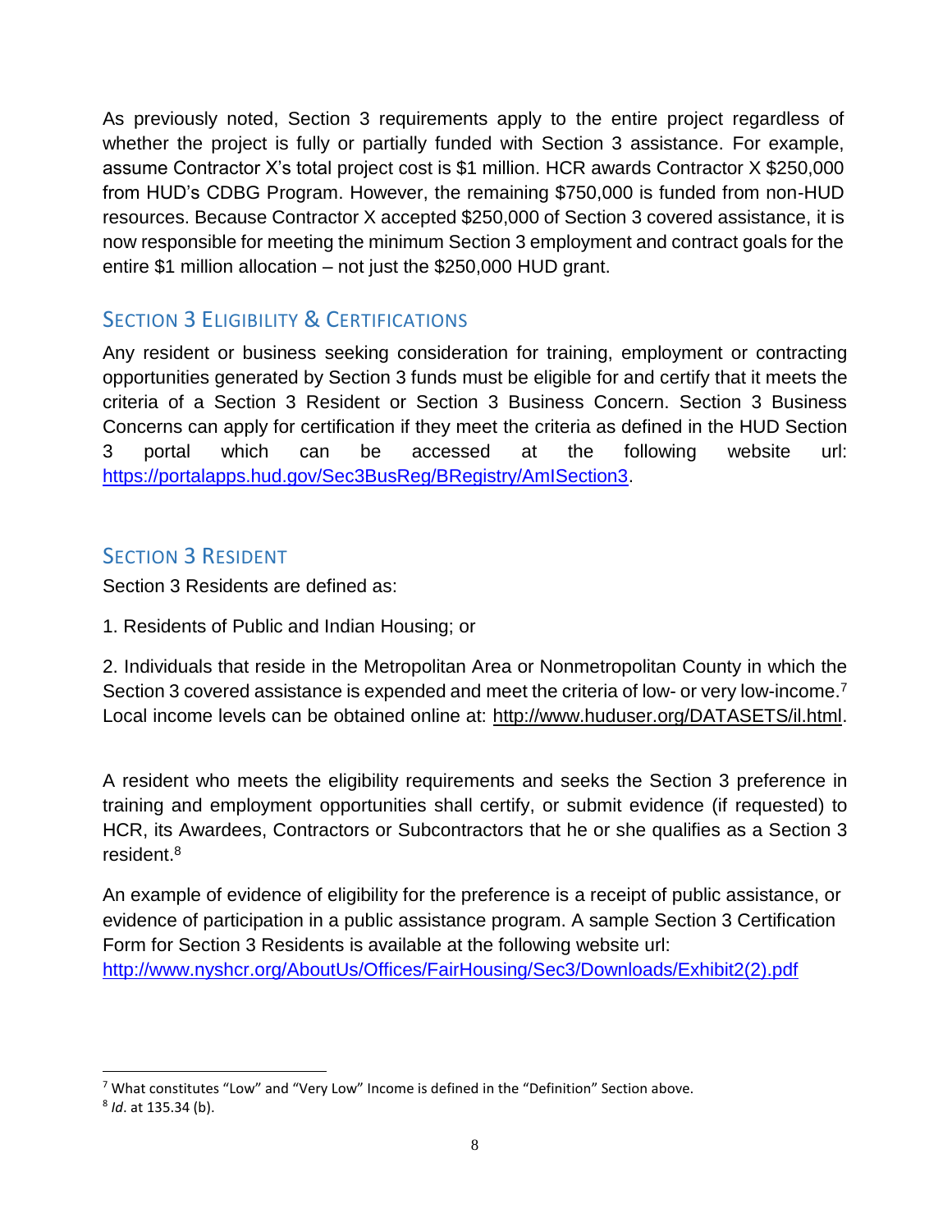As previously noted, Section 3 requirements apply to the entire project regardless of whether the project is fully or partially funded with Section 3 assistance. For example, assume Contractor X's total project cost is $1 million. HCR awards Contractor X $250,000 from HUD's CDBG Program. However, the remaining $750,000 is funded from non-HUD resources. Because Contractor X accepted $250,000 of Section 3 covered assistance, it is now responsible for meeting the minimum Section 3 employment and contract goals for the entire $1 million allocation – not just the $250,000 HUD grant.

## Section 3 Eligibility & Certifications

Any resident or business seeking consideration for training, employment or contracting opportunities generated by Section 3 funds must be eligible for and certify that it meets the criteria of a Section 3 Resident or Section 3 Business Concern. Section 3 Business Concerns can apply for certification if they meet the criteria as defined in the HUD Section 3 portal which can be accessed at the following website url: [https://portalapps.hud.gov/Sec3BusReg/BRegistry/AmISection3](https://portalapps.hud.gov/Sec3BusReg/BRegistry/AmISection3).

## Section 3 Resident

Section 3 Residents are defined as:

1. Residents of Public and Indian Housing; or

2. Individuals that reside in the Metropolitan Area or Nonmetropolitan County in which the Section 3 covered assistance is expended and meet the criteria of low- or very low-income.[7] Local income levels can be obtained online at: http://www.huduser.org/DATASETS/il.html.

A resident who meets the eligibility requirements and seeks the Section 3 preference in training and employment opportunities shall certify, or submit evidence (if requested) to HCR, its Awardees, Contractors or Subcontractors that he or she qualifies as a Section 3 resident.[8]

An example of evidence of eligibility for the preference is a receipt of public assistance, or evidence of participation in a public assistance program. A sample Section 3 Certification Form for Section 3 Residents is available at the following website url: [http://www.nyshcr.org/AboutUs/Offices/FairHousing/Sec3/Downloads/Exhibit2(2).pdf](http://www.nyshcr.org/AboutUs/Offices/FairHousing/Sec3/Downloads/Exhibit2(2).pdf)

---

[7] What constitutes "Low" and "Very Low" Income is defined in the "Definition" Section above.

[8] *Id*. at 135.34 (b).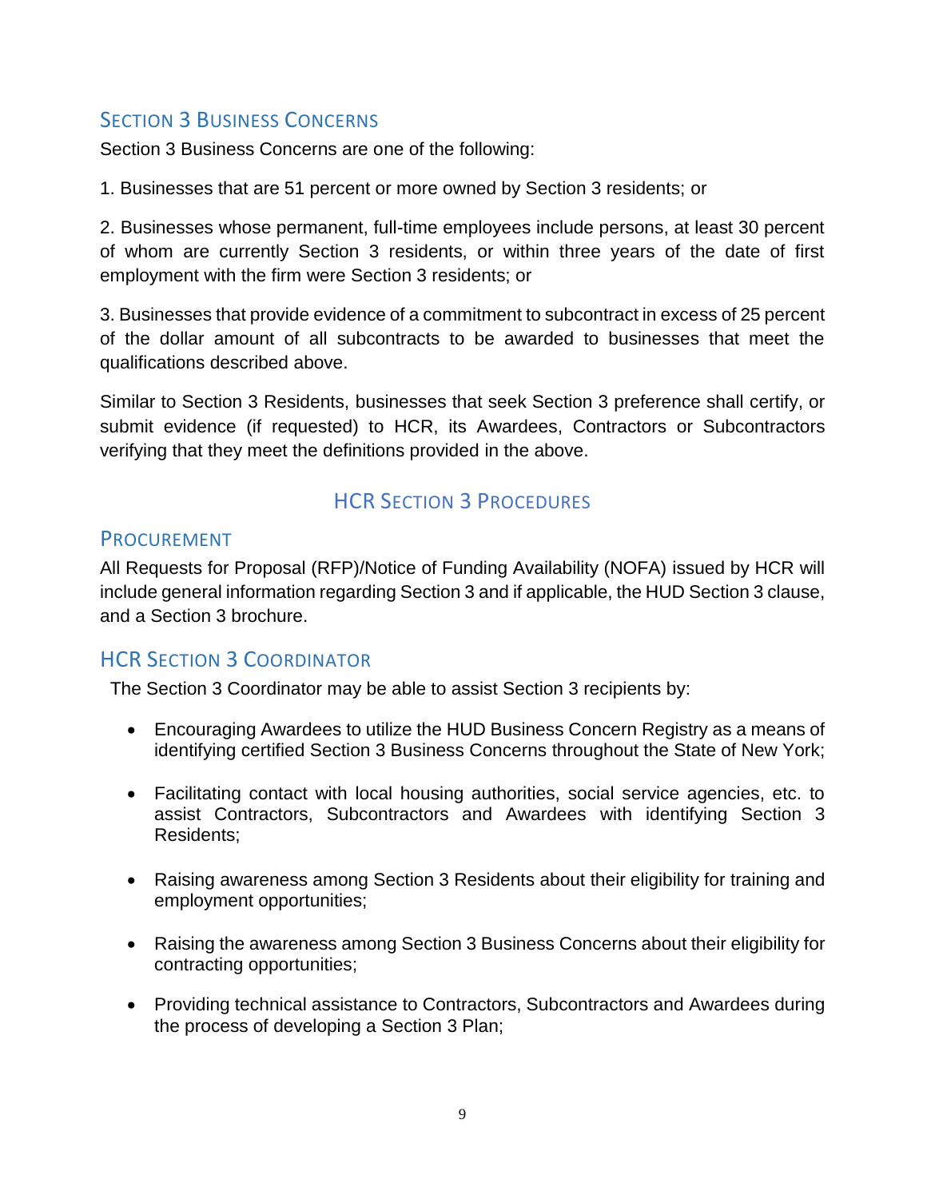### Section 3 Business Concerns

Section 3 Business Concerns are one of the following:

1. Businesses that are 51 percent or more owned by Section 3 residents; or

2. Businesses whose permanent, full-time employees include persons, at least 30 percent of whom are currently Section 3 residents, or within three years of the date of first employment with the firm were Section 3 residents; or

3. Businesses that provide evidence of a commitment to subcontract in excess of 25 percent of the dollar amount of all subcontracts to be awarded to businesses that meet the qualifications described above.

Similar to Section 3 Residents, businesses that seek Section 3 preference shall certify, or submit evidence (if requested) to HCR, its Awardees, Contractors or Subcontractors verifying that they meet the definitions provided in the above.

## HCR Section 3 Procedures

### Procurement

All Requests for Proposal (RFP)/Notice of Funding Availability (NOFA) issued by HCR will include general information regarding Section 3 and if applicable, the HUD Section 3 clause, and a Section 3 brochure.

### HCR Section 3 Coordinator

The Section 3 Coordinator may be able to assist Section 3 recipients by:

- Encouraging Awardees to utilize the HUD Business Concern Registry as a means of identifying certified Section 3 Business Concerns throughout the State of New York;
- Facilitating contact with local housing authorities, social service agencies, etc. to assist Contractors, Subcontractors and Awardees with identifying Section 3 Residents;
- Raising awareness among Section 3 Residents about their eligibility for training and employment opportunities;
- Raising the awareness among Section 3 Business Concerns about their eligibility for contracting opportunities;
- Providing technical assistance to Contractors, Subcontractors and Awardees during the process of developing a Section 3 Plan;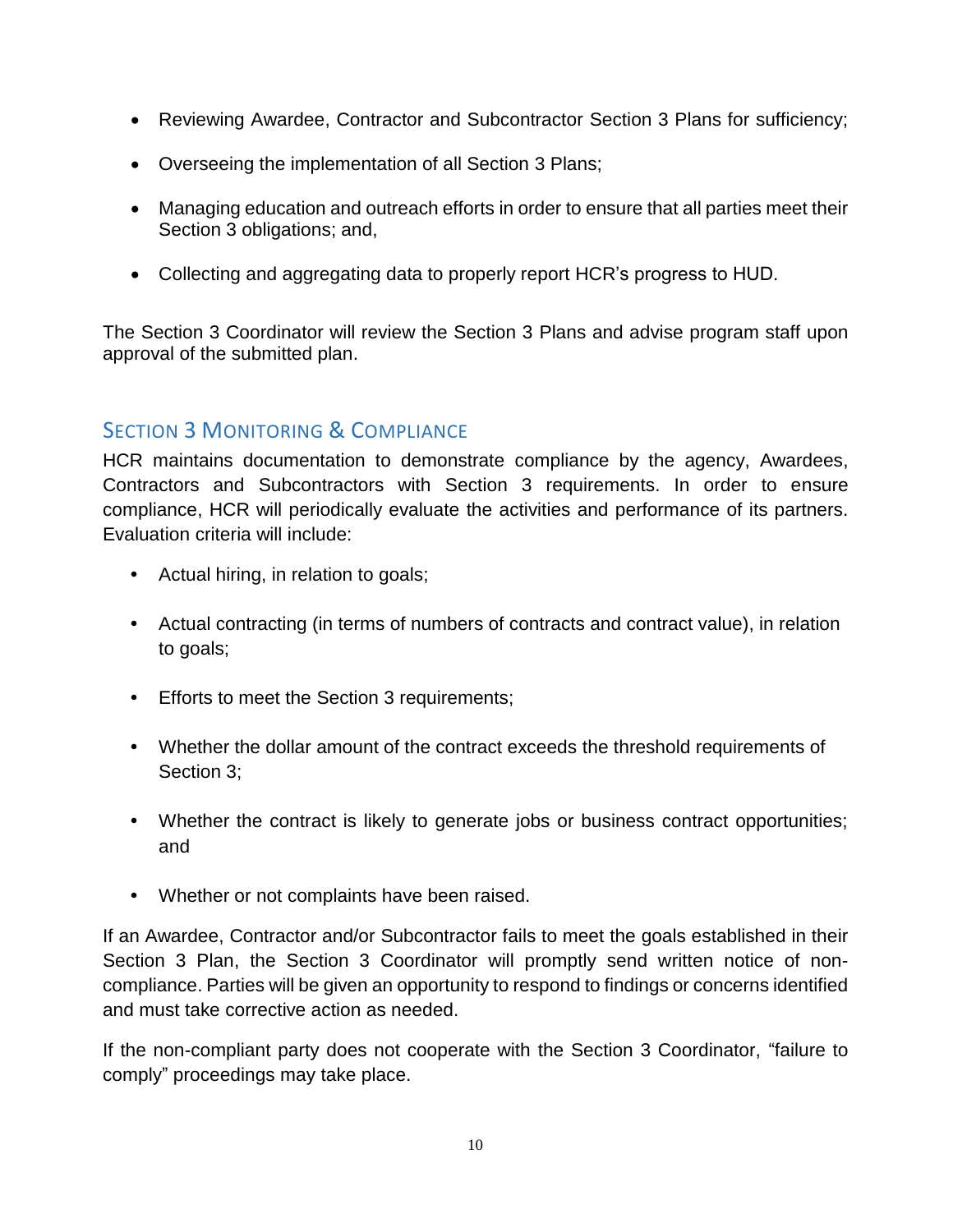- Reviewing Awardee, Contractor and Subcontractor Section 3 Plans for sufficiency;
- Overseeing the implementation of all Section 3 Plans;
- Managing education and outreach efforts in order to ensure that all parties meet their Section 3 obligations; and,
- Collecting and aggregating data to properly report HCR's progress to HUD.

The Section 3 Coordinator will review the Section 3 Plans and advise program staff upon approval of the submitted plan.

## Section 3 Monitoring & Compliance

HCR maintains documentation to demonstrate compliance by the agency, Awardees, Contractors and Subcontractors with Section 3 requirements. In order to ensure compliance, HCR will periodically evaluate the activities and performance of its partners. Evaluation criteria will include:

- Actual hiring, in relation to goals;
- Actual contracting (in terms of numbers of contracts and contract value), in relation to goals;
- Efforts to meet the Section 3 requirements;
- Whether the dollar amount of the contract exceeds the threshold requirements of Section 3;
- Whether the contract is likely to generate jobs or business contract opportunities; and
- Whether or not complaints have been raised.

If an Awardee, Contractor and/or Subcontractor fails to meet the goals established in their Section 3 Plan, the Section 3 Coordinator will promptly send written notice of non-compliance. Parties will be given an opportunity to respond to findings or concerns identified and must take corrective action as needed.

If the non-compliant party does not cooperate with the Section 3 Coordinator, "failure to comply" proceedings may take place.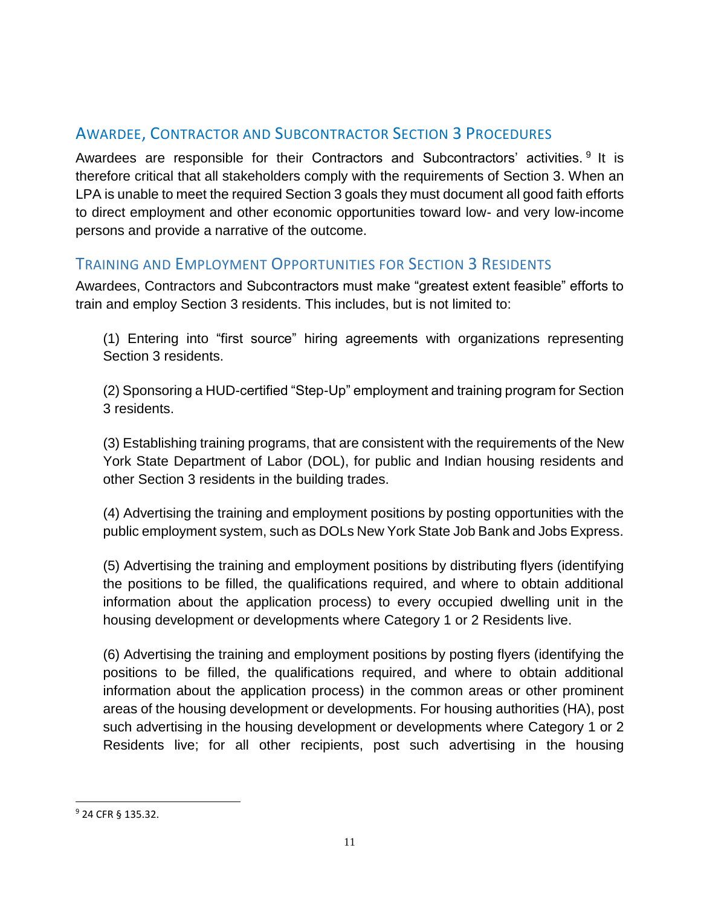## Awardee, Contractor and Subcontractor Section 3 Procedures

Awardees are responsible for their Contractors and Subcontractors' activities.[9] It is therefore critical that all stakeholders comply with the requirements of Section 3. When an LPA is unable to meet the required Section 3 goals they must document all good faith efforts to direct employment and other economic opportunities toward low- and very low-income persons and provide a narrative of the outcome.

## Training and Employment Opportunities for Section 3 Residents

Awardees, Contractors and Subcontractors must make "greatest extent feasible" efforts to train and employ Section 3 residents. This includes, but is not limited to:

(1) Entering into "first source" hiring agreements with organizations representing Section 3 residents.

(2) Sponsoring a HUD-certified "Step-Up" employment and training program for Section 3 residents.

(3) Establishing training programs, that are consistent with the requirements of the New York State Department of Labor (DOL), for public and Indian housing residents and other Section 3 residents in the building trades.

(4) Advertising the training and employment positions by posting opportunities with the public employment system, such as DOLs New York State Job Bank and Jobs Express.

(5) Advertising the training and employment positions by distributing flyers (identifying the positions to be filled, the qualifications required, and where to obtain additional information about the application process) to every occupied dwelling unit in the housing development or developments where Category 1 or 2 Residents live.

(6) Advertising the training and employment positions by posting flyers (identifying the positions to be filled, the qualifications required, and where to obtain additional information about the application process) in the common areas or other prominent areas of the housing development or developments. For housing authorities (HA), post such advertising in the housing development or developments where Category 1 or 2 Residents live; for all other recipients, post such advertising in the housing

---

[9] 24 CFR § 135.32.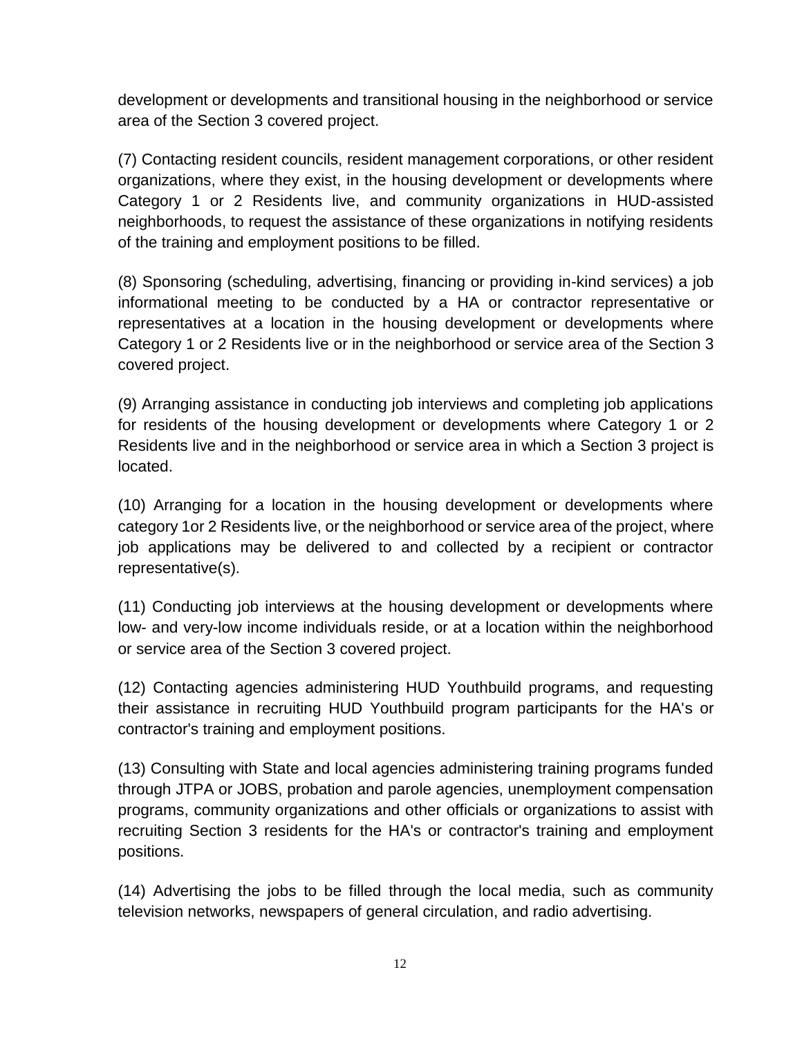development or developments and transitional housing in the neighborhood or service area of the Section 3 covered project.

(7) Contacting resident councils, resident management corporations, or other resident organizations, where they exist, in the housing development or developments where Category 1 or 2 Residents live, and community organizations in HUD-assisted neighborhoods, to request the assistance of these organizations in notifying residents of the training and employment positions to be filled.

(8) Sponsoring (scheduling, advertising, financing or providing in-kind services) a job informational meeting to be conducted by a HA or contractor representative or representatives at a location in the housing development or developments where Category 1 or 2 Residents live or in the neighborhood or service area of the Section 3 covered project.

(9) Arranging assistance in conducting job interviews and completing job applications for residents of the housing development or developments where Category 1 or 2 Residents live and in the neighborhood or service area in which a Section 3 project is located.

(10) Arranging for a location in the housing development or developments where category 1or 2 Residents live, or the neighborhood or service area of the project, where job applications may be delivered to and collected by a recipient or contractor representative(s).

(11) Conducting job interviews at the housing development or developments where low- and very-low income individuals reside, or at a location within the neighborhood or service area of the Section 3 covered project.

(12) Contacting agencies administering HUD Youthbuild programs, and requesting their assistance in recruiting HUD Youthbuild program participants for the HA's or contractor's training and employment positions.

(13) Consulting with State and local agencies administering training programs funded through JTPA or JOBS, probation and parole agencies, unemployment compensation programs, community organizations and other officials or organizations to assist with recruiting Section 3 residents for the HA's or contractor's training and employment positions.

(14) Advertising the jobs to be filled through the local media, such as community television networks, newspapers of general circulation, and radio advertising.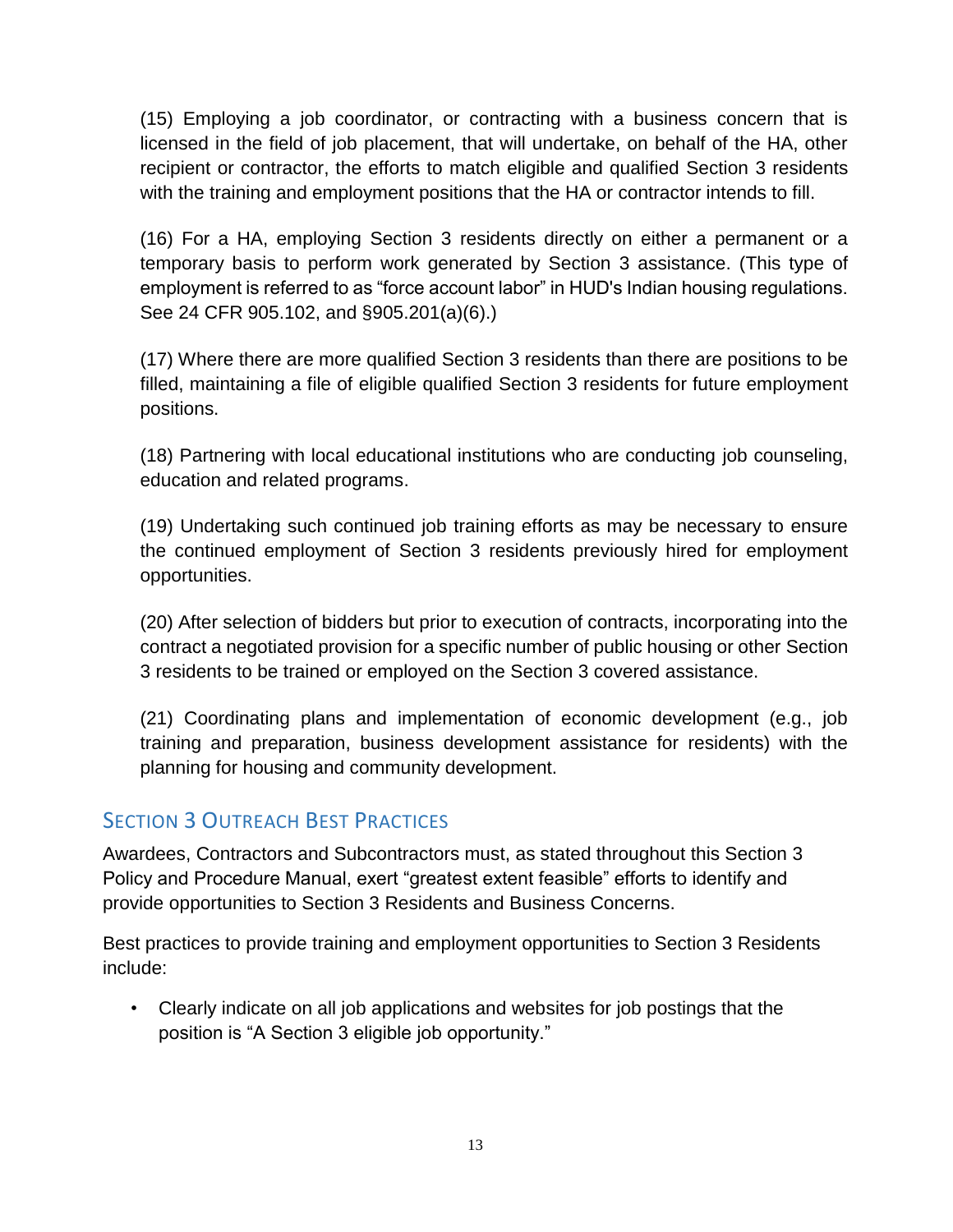(15) Employing a job coordinator, or contracting with a business concern that is licensed in the field of job placement, that will undertake, on behalf of the HA, other recipient or contractor, the efforts to match eligible and qualified Section 3 residents with the training and employment positions that the HA or contractor intends to fill.

(16) For a HA, employing Section 3 residents directly on either a permanent or a temporary basis to perform work generated by Section 3 assistance. (This type of employment is referred to as "force account labor" in HUD's Indian housing regulations. See 24 CFR 905.102, and §905.201(a)(6).)

(17) Where there are more qualified Section 3 residents than there are positions to be filled, maintaining a file of eligible qualified Section 3 residents for future employment positions.

(18) Partnering with local educational institutions who are conducting job counseling, education and related programs.

(19) Undertaking such continued job training efforts as may be necessary to ensure the continued employment of Section 3 residents previously hired for employment opportunities.

(20) After selection of bidders but prior to execution of contracts, incorporating into the contract a negotiated provision for a specific number of public housing or other Section 3 residents to be trained or employed on the Section 3 covered assistance.

(21) Coordinating plans and implementation of economic development (e.g., job training and preparation, business development assistance for residents) with the planning for housing and community development.

## Section 3 Outreach Best Practices

Awardees, Contractors and Subcontractors must, as stated throughout this Section 3 Policy and Procedure Manual, exert "greatest extent feasible" efforts to identify and provide opportunities to Section 3 Residents and Business Concerns.

Best practices to provide training and employment opportunities to Section 3 Residents include:

- Clearly indicate on all job applications and websites for job postings that the position is "A Section 3 eligible job opportunity."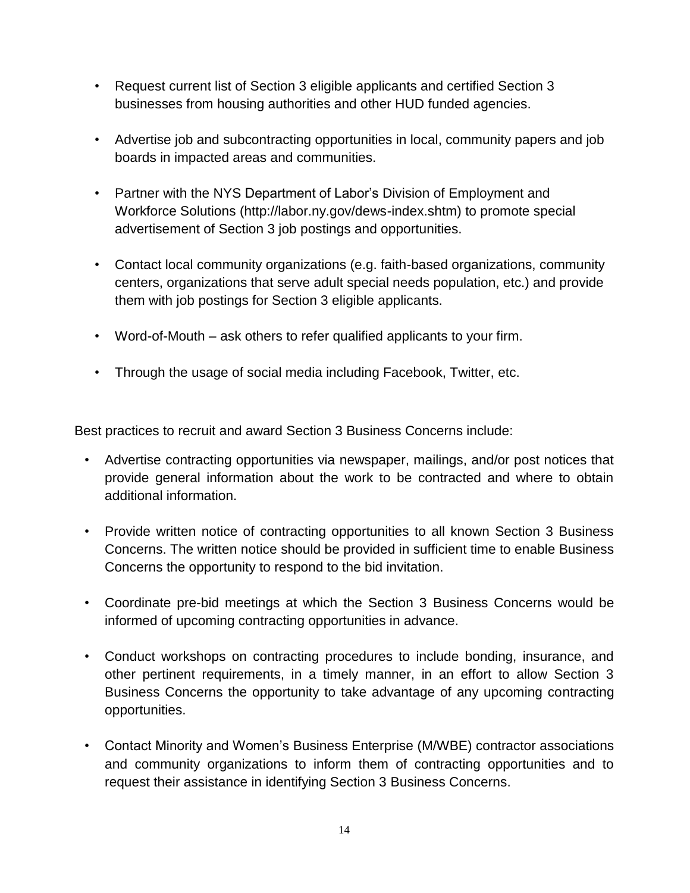- Request current list of Section 3 eligible applicants and certified Section 3 businesses from housing authorities and other HUD funded agencies.
- Advertise job and subcontracting opportunities in local, community papers and job boards in impacted areas and communities.
- Partner with the NYS Department of Labor's Division of Employment and Workforce Solutions (http://labor.ny.gov/dews-index.shtm) to promote special advertisement of Section 3 job postings and opportunities.
- Contact local community organizations (e.g. faith-based organizations, community centers, organizations that serve adult special needs population, etc.) and provide them with job postings for Section 3 eligible applicants.
- Word-of-Mouth – ask others to refer qualified applicants to your firm.
- Through the usage of social media including Facebook, Twitter, etc.

Best practices to recruit and award Section 3 Business Concerns include:

- Advertise contracting opportunities via newspaper, mailings, and/or post notices that provide general information about the work to be contracted and where to obtain additional information.
- Provide written notice of contracting opportunities to all known Section 3 Business Concerns. The written notice should be provided in sufficient time to enable Business Concerns the opportunity to respond to the bid invitation.
- Coordinate pre-bid meetings at which the Section 3 Business Concerns would be informed of upcoming contracting opportunities in advance.
- Conduct workshops on contracting procedures to include bonding, insurance, and other pertinent requirements, in a timely manner, in an effort to allow Section 3 Business Concerns the opportunity to take advantage of any upcoming contracting opportunities.
- Contact Minority and Women's Business Enterprise (M/WBE) contractor associations and community organizations to inform them of contracting opportunities and to request their assistance in identifying Section 3 Business Concerns.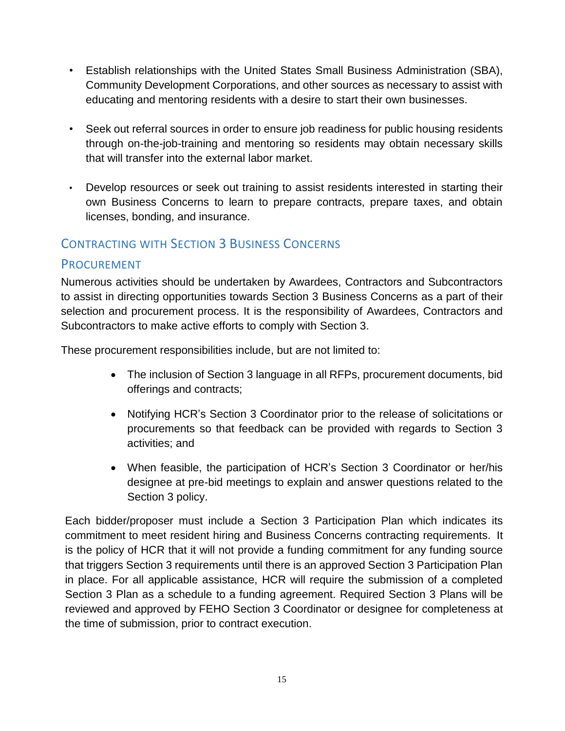- Establish relationships with the United States Small Business Administration (SBA), Community Development Corporations, and other sources as necessary to assist with educating and mentoring residents with a desire to start their own businesses.

- Seek out referral sources in order to ensure job readiness for public housing residents through on-the-job-training and mentoring so residents may obtain necessary skills that will transfer into the external labor market.

- Develop resources or seek out training to assist residents interested in starting their own Business Concerns to learn to prepare contracts, prepare taxes, and obtain licenses, bonding, and insurance.

## Contracting with Section 3 Business Concerns

### Procurement

Numerous activities should be undertaken by Awardees, Contractors and Subcontractors to assist in directing opportunities towards Section 3 Business Concerns as a part of their selection and procurement process. It is the responsibility of Awardees, Contractors and Subcontractors to make active efforts to comply with Section 3.

These procurement responsibilities include, but are not limited to:

- The inclusion of Section 3 language in all RFPs, procurement documents, bid offerings and contracts;

- Notifying HCR's Section 3 Coordinator prior to the release of solicitations or procurements so that feedback can be provided with regards to Section 3 activities; and

- When feasible, the participation of HCR's Section 3 Coordinator or her/his designee at pre-bid meetings to explain and answer questions related to the Section 3 policy.

Each bidder/proposer must include a Section 3 Participation Plan which indicates its commitment to meet resident hiring and Business Concerns contracting requirements. It is the policy of HCR that it will not provide a funding commitment for any funding source that triggers Section 3 requirements until there is an approved Section 3 Participation Plan in place. For all applicable assistance, HCR will require the submission of a completed Section 3 Plan as a schedule to a funding agreement. Required Section 3 Plans will be reviewed and approved by FEHO Section 3 Coordinator or designee for completeness at the time of submission, prior to contract execution.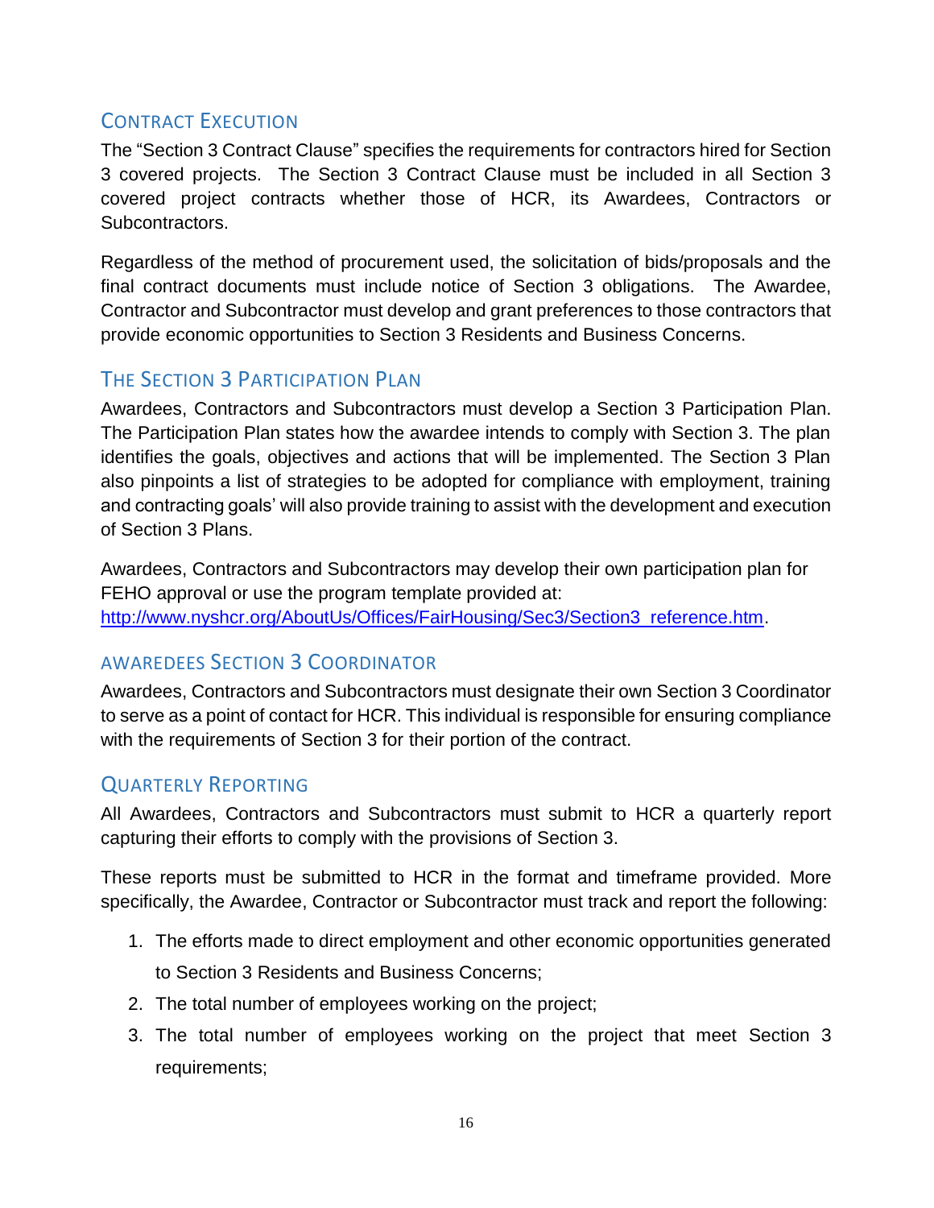## Contract Execution

The "Section 3 Contract Clause" specifies the requirements for contractors hired for Section 3 covered projects. The Section 3 Contract Clause must be included in all Section 3 covered project contracts whether those of HCR, its Awardees, Contractors or Subcontractors.

Regardless of the method of procurement used, the solicitation of bids/proposals and the final contract documents must include notice of Section 3 obligations. The Awardee, Contractor and Subcontractor must develop and grant preferences to those contractors that provide economic opportunities to Section 3 Residents and Business Concerns.

## The Section 3 Participation Plan

Awardees, Contractors and Subcontractors must develop a Section 3 Participation Plan. The Participation Plan states how the awardee intends to comply with Section 3. The plan identifies the goals, objectives and actions that will be implemented. The Section 3 Plan also pinpoints a list of strategies to be adopted for compliance with employment, training and contracting goals' will also provide training to assist with the development and execution of Section 3 Plans.

Awardees, Contractors and Subcontractors may develop their own participation plan for FEHO approval or use the program template provided at: http://www.nyshcr.org/AboutUs/Offices/FairHousing/Sec3/Section3_reference.htm.

## Awaredees Section 3 Coordinator

Awardees, Contractors and Subcontractors must designate their own Section 3 Coordinator to serve as a point of contact for HCR. This individual is responsible for ensuring compliance with the requirements of Section 3 for their portion of the contract.

## Quarterly Reporting

All Awardees, Contractors and Subcontractors must submit to HCR a quarterly report capturing their efforts to comply with the provisions of Section 3.

These reports must be submitted to HCR in the format and timeframe provided. More specifically, the Awardee, Contractor or Subcontractor must track and report the following:

1. The efforts made to direct employment and other economic opportunities generated to Section 3 Residents and Business Concerns;
2. The total number of employees working on the project;
3. The total number of employees working on the project that meet Section 3 requirements;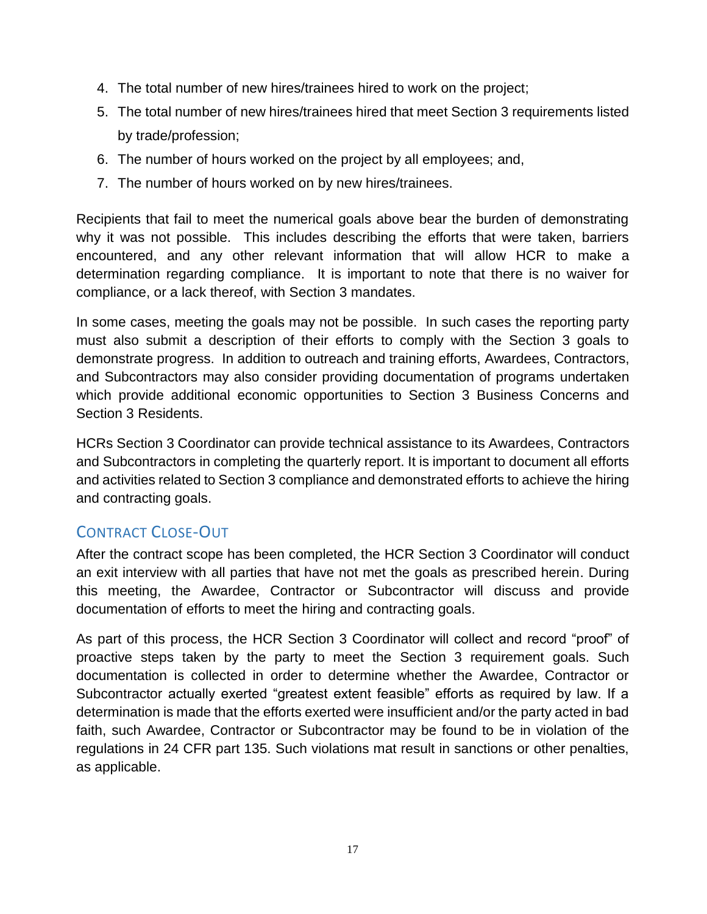4. The total number of new hires/trainees hired to work on the project;
5. The total number of new hires/trainees hired that meet Section 3 requirements listed by trade/profession;
6. The number of hours worked on the project by all employees; and,
7. The number of hours worked on by new hires/trainees.

Recipients that fail to meet the numerical goals above bear the burden of demonstrating why it was not possible. This includes describing the efforts that were taken, barriers encountered, and any other relevant information that will allow HCR to make a determination regarding compliance. It is important to note that there is no waiver for compliance, or a lack thereof, with Section 3 mandates.

In some cases, meeting the goals may not be possible. In such cases the reporting party must also submit a description of their efforts to comply with the Section 3 goals to demonstrate progress. In addition to outreach and training efforts, Awardees, Contractors, and Subcontractors may also consider providing documentation of programs undertaken which provide additional economic opportunities to Section 3 Business Concerns and Section 3 Residents.

HCRs Section 3 Coordinator can provide technical assistance to its Awardees, Contractors and Subcontractors in completing the quarterly report. It is important to document all efforts and activities related to Section 3 compliance and demonstrated efforts to achieve the hiring and contracting goals.

## CONTRACT CLOSE-OUT

After the contract scope has been completed, the HCR Section 3 Coordinator will conduct an exit interview with all parties that have not met the goals as prescribed herein. During this meeting, the Awardee, Contractor or Subcontractor will discuss and provide documentation of efforts to meet the hiring and contracting goals.

As part of this process, the HCR Section 3 Coordinator will collect and record "proof" of proactive steps taken by the party to meet the Section 3 requirement goals. Such documentation is collected in order to determine whether the Awardee, Contractor or Subcontractor actually exerted "greatest extent feasible" efforts as required by law. If a determination is made that the efforts exerted were insufficient and/or the party acted in bad faith, such Awardee, Contractor or Subcontractor may be found to be in violation of the regulations in 24 CFR part 135. Such violations mat result in sanctions or other penalties, as applicable.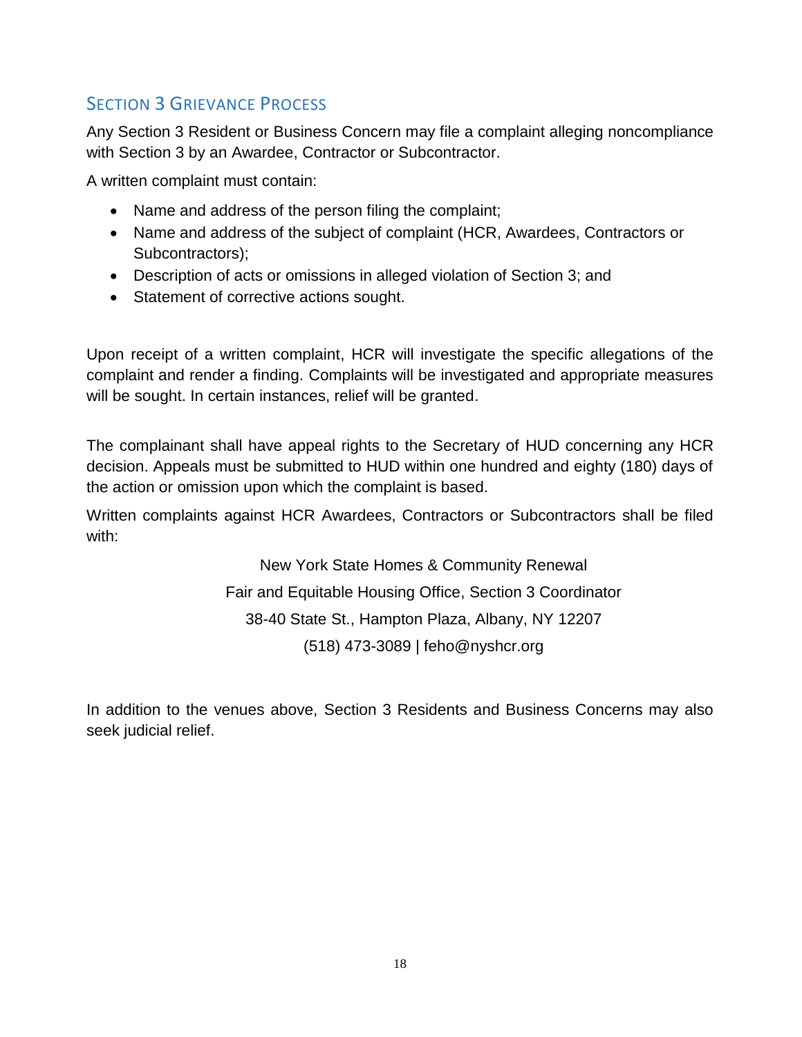## SECTION 3 GRIEVANCE PROCESS

Any Section 3 Resident or Business Concern may file a complaint alleging noncompliance with Section 3 by an Awardee, Contractor or Subcontractor.

A written complaint must contain:

- Name and address of the person filing the complaint;
- Name and address of the subject of complaint (HCR, Awardees, Contractors or Subcontractors);
- Description of acts or omissions in alleged violation of Section 3; and
- Statement of corrective actions sought.

Upon receipt of a written complaint, HCR will investigate the specific allegations of the complaint and render a finding. Complaints will be investigated and appropriate measures will be sought. In certain instances, relief will be granted.

The complainant shall have appeal rights to the Secretary of HUD concerning any HCR decision. Appeals must be submitted to HUD within one hundred and eighty (180) days of the action or omission upon which the complaint is based.

Written complaints against HCR Awardees, Contractors or Subcontractors shall be filed with:

New York State Homes & Community Renewal

Fair and Equitable Housing Office, Section 3 Coordinator

38-40 State St., Hampton Plaza, Albany, NY 12207

(518) 473-3089 | feho@nyshcr.org

In addition to the venues above, Section 3 Residents and Business Concerns may also seek judicial relief.